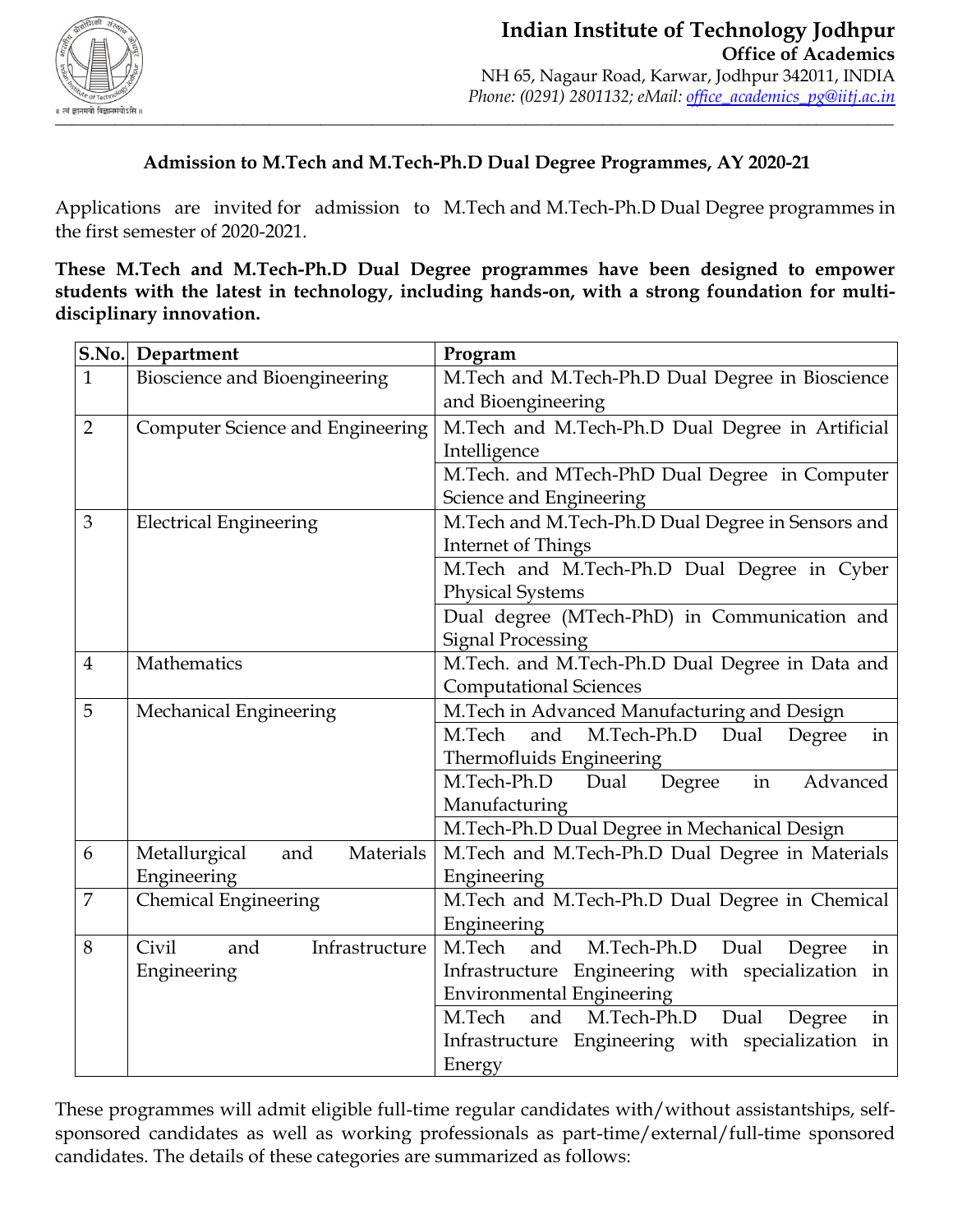# Indian Institute of Technology Jodhpur

**Office of Academics**

NH 65, Nagaur Road, Karwar, Jodhpur 342011, INDIA

*Phone: (0291) 2801132; eMail: office_academics_pg@iitj.ac.in*

## Admission to M.Tech and M.Tech-Ph.D Dual Degree Programmes, AY 2020-21

Applications are invited for admission to M.Tech and M.Tech-Ph.D Dual Degree programmes in the first semester of 2020-2021.

**These M.Tech and M.Tech-Ph.D Dual Degree programmes have been designed to empower students with the latest in technology, including hands-on, with a strong foundation for multi-disciplinary innovation.**

| S.No. | Department | Program |
|---|---|---|
| 1 | Bioscience and Bioengineering | M.Tech and M.Tech-Ph.D Dual Degree in Bioscience and Bioengineering |
| 2 | Computer Science and Engineering | M.Tech and M.Tech-Ph.D Dual Degree in Artificial Intelligence |
| | | M.Tech. and MTech-PhD Dual Degree in Computer Science and Engineering |
| 3 | Electrical Engineering | M.Tech and M.Tech-Ph.D Dual Degree in Sensors and Internet of Things |
| | | M.Tech and M.Tech-Ph.D Dual Degree in Cyber Physical Systems |
| | | Dual degree (MTech-PhD) in Communication and Signal Processing |
| 4 | Mathematics | M.Tech. and M.Tech-Ph.D Dual Degree in Data and Computational Sciences |
| 5 | Mechanical Engineering | M.Tech in Advanced Manufacturing and Design |
| | | M.Tech and M.Tech-Ph.D Dual Degree in Thermofluids Engineering |
| | | M.Tech-Ph.D Dual Degree in Advanced Manufacturing |
| | | M.Tech-Ph.D Dual Degree in Mechanical Design |
| 6 | Metallurgical and Materials Engineering | M.Tech and M.Tech-Ph.D Dual Degree in Materials Engineering |
| 7 | Chemical Engineering | M.Tech and M.Tech-Ph.D Dual Degree in Chemical Engineering |
| 8 | Civil and Infrastructure Engineering | M.Tech and M.Tech-Ph.D Dual Degree in Infrastructure Engineering with specialization in Environmental Engineering |
| | | M.Tech and M.Tech-Ph.D Dual Degree in Infrastructure Engineering with specialization in Energy |

These programmes will admit eligible full-time regular candidates with/without assistantships, self-sponsored candidates as well as working professionals as part-time/external/full-time sponsored candidates. The details of these categories are summarized as follows: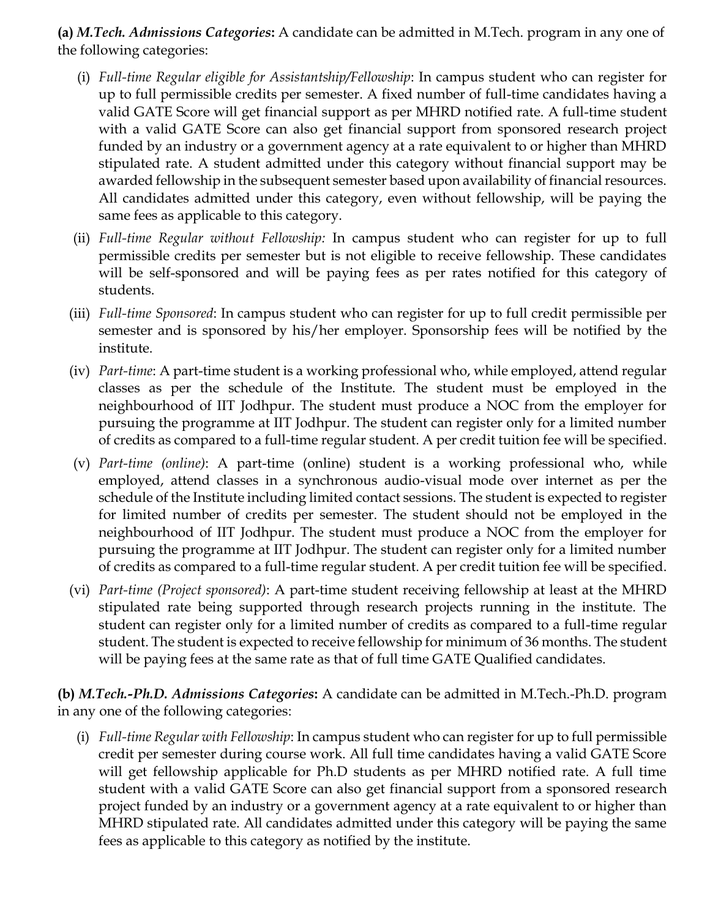**(a)** ***M.Tech. Admissions Categories*****:** A candidate can be admitted in M.Tech. program in any one of the following categories:

(i) *Full-time Regular eligible for Assistantship/Fellowship*: In campus student who can register for up to full permissible credits per semester. A fixed number of full-time candidates having a valid GATE Score will get financial support as per MHRD notified rate. A full-time student with a valid GATE Score can also get financial support from sponsored research project funded by an industry or a government agency at a rate equivalent to or higher than MHRD stipulated rate. A student admitted under this category without financial support may be awarded fellowship in the subsequent semester based upon availability of financial resources. All candidates admitted under this category, even without fellowship, will be paying the same fees as applicable to this category.

(ii) *Full-time Regular without Fellowship:* In campus student who can register for up to full permissible credits per semester but is not eligible to receive fellowship. These candidates will be self-sponsored and will be paying fees as per rates notified for this category of students.

(iii) *Full-time Sponsored*: In campus student who can register for up to full credit permissible per semester and is sponsored by his/her employer. Sponsorship fees will be notified by the institute.

(iv) *Part-time*: A part-time student is a working professional who, while employed, attend regular classes as per the schedule of the Institute. The student must be employed in the neighbourhood of IIT Jodhpur. The student must produce a NOC from the employer for pursuing the programme at IIT Jodhpur. The student can register only for a limited number of credits as compared to a full-time regular student. A per credit tuition fee will be specified.

(v) *Part-time (online)*: A part-time (online) student is a working professional who, while employed, attend classes in a synchronous audio-visual mode over internet as per the schedule of the Institute including limited contact sessions. The student is expected to register for limited number of credits per semester. The student should not be employed in the neighbourhood of IIT Jodhpur. The student must produce a NOC from the employer for pursuing the programme at IIT Jodhpur. The student can register only for a limited number of credits as compared to a full-time regular student. A per credit tuition fee will be specified.

(vi) *Part-time (Project sponsored)*: A part-time student receiving fellowship at least at the MHRD stipulated rate being supported through research projects running in the institute. The student can register only for a limited number of credits as compared to a full-time regular student. The student is expected to receive fellowship for minimum of 36 months. The student will be paying fees at the same rate as that of full time GATE Qualified candidates.

**(b)** ***M.Tech.-Ph.D. Admissions Categories*****:** A candidate can be admitted in M.Tech.-Ph.D. program in any one of the following categories:

(i) *Full-time Regular with Fellowship*: In campus student who can register for up to full permissible credit per semester during course work. All full time candidates having a valid GATE Score will get fellowship applicable for Ph.D students as per MHRD notified rate. A full time student with a valid GATE Score can also get financial support from a sponsored research project funded by an industry or a government agency at a rate equivalent to or higher than MHRD stipulated rate. All candidates admitted under this category will be paying the same fees as applicable to this category as notified by the institute.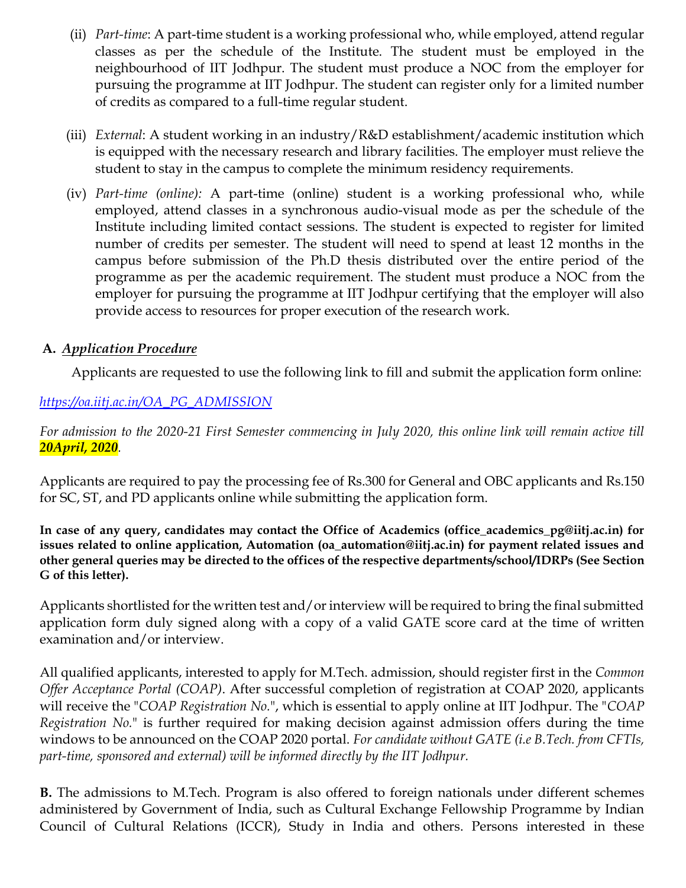(ii) *Part-time*: A part-time student is a working professional who, while employed, attend regular classes as per the schedule of the Institute. The student must be employed in the neighbourhood of IIT Jodhpur. The student must produce a NOC from the employer for pursuing the programme at IIT Jodhpur. The student can register only for a limited number of credits as compared to a full-time regular student.

(iii) *External*: A student working in an industry/R&D establishment/academic institution which is equipped with the necessary research and library facilities. The employer must relieve the student to stay in the campus to complete the minimum residency requirements.

(iv) *Part-time (online):* A part-time (online) student is a working professional who, while employed, attend classes in a synchronous audio-visual mode as per the schedule of the Institute including limited contact sessions. The student is expected to register for limited number of credits per semester. The student will need to spend at least 12 months in the campus before submission of the Ph.D thesis distributed over the entire period of the programme as per the academic requirement. The student must produce a NOC from the employer for pursuing the programme at IIT Jodhpur certifying that the employer will also provide access to resources for proper execution of the research work.

**A.** ***Application Procedure***

Applicants are requested to use the following link to fill and submit the application form online:

*https://oa.iitj.ac.in/OA_PG_ADMISSION*

*For admission to the 2020-21 First Semester commencing in July 2020, this online link will remain active till **20April, 2020**.*

Applicants are required to pay the processing fee of Rs.300 for General and OBC applicants and Rs.150 for SC, ST, and PD applicants online while submitting the application form.

**In case of any query, candidates may contact the Office of Academics (office_academics_pg@iitj.ac.in) for issues related to online application, Automation (oa_automation@iitj.ac.in) for payment related issues and other general queries may be directed to the offices of the respective departments/school/IDRPs (See Section G of this letter).**

Applicants shortlisted for the written test and/or interview will be required to bring the final submitted application form duly signed along with a copy of a valid GATE score card at the time of written examination and/or interview.

All qualified applicants, interested to apply for M.Tech. admission, should register first in the *Common Offer Acceptance Portal (COAP)*. After successful completion of registration at COAP 2020, applicants will receive the "*COAP Registration No.*", which is essential to apply online at IIT Jodhpur. The "*COAP Registration No.*" is further required for making decision against admission offers during the time windows to be announced on the COAP 2020 portal. *For candidate without GATE (i.e B.Tech. from CFTIs, part-time, sponsored and external) will be informed directly by the IIT Jodhpur.*

**B.** The admissions to M.Tech. Program is also offered to foreign nationals under different schemes administered by Government of India, such as Cultural Exchange Fellowship Programme by Indian Council of Cultural Relations (ICCR), Study in India and others. Persons interested in these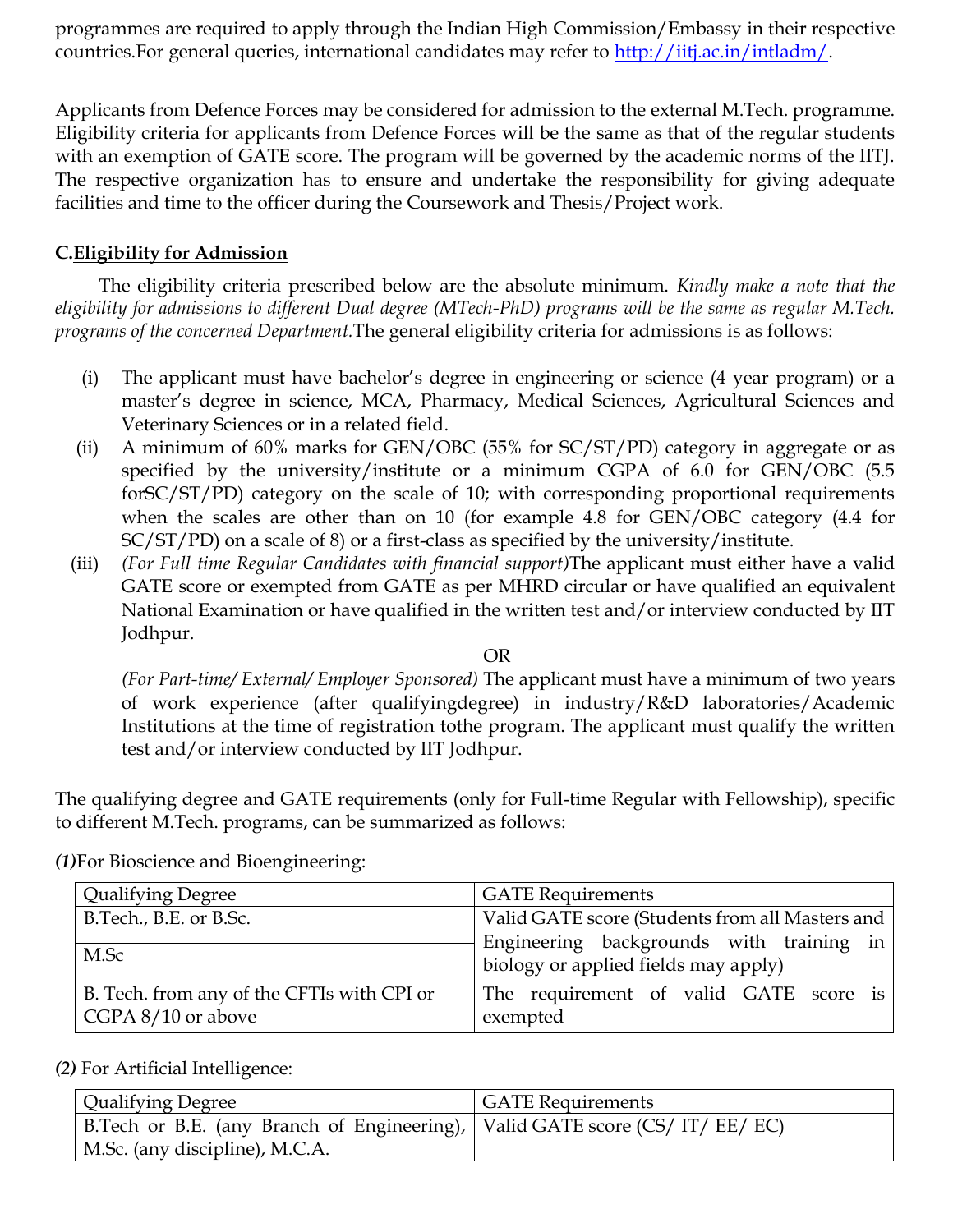programmes are required to apply through the Indian High Commission/Embassy in their respective countries.For general queries, international candidates may refer to http://iitj.ac.in/intladm/.

Applicants from Defence Forces may be considered for admission to the external M.Tech. programme. Eligibility criteria for applicants from Defence Forces will be the same as that of the regular students with an exemption of GATE score. The program will be governed by the academic norms of the IITJ. The respective organization has to ensure and undertake the responsibility for giving adequate facilities and time to the officer during the Coursework and Thesis/Project work.

## C. Eligibility for Admission

The eligibility criteria prescribed below are the absolute minimum. *Kindly make a note that the eligibility for admissions to different Dual degree (MTech-PhD) programs will be the same as regular M.Tech. programs of the concerned Department.* The general eligibility criteria for admissions is as follows:

(i) The applicant must have bachelor's degree in engineering or science (4 year program) or a master's degree in science, MCA, Pharmacy, Medical Sciences, Agricultural Sciences and Veterinary Sciences or in a related field.

(ii) A minimum of 60% marks for GEN/OBC (55% for SC/ST/PD) category in aggregate or as specified by the university/institute or a minimum CGPA of 6.0 for GEN/OBC (5.5 forSC/ST/PD) category on the scale of 10; with corresponding proportional requirements when the scales are other than on 10 (for example 4.8 for GEN/OBC category (4.4 for SC/ST/PD) on a scale of 8) or a first-class as specified by the university/institute.

(iii) *(For Full time Regular Candidates with financial support)* The applicant must either have a valid GATE score or exempted from GATE as per MHRD circular or have qualified an equivalent National Examination or have qualified in the written test and/or interview conducted by IIT Jodhpur.

OR

*(For Part-time/ External/ Employer Sponsored)* The applicant must have a minimum of two years of work experience (after qualifyingdegree) in industry/R&D laboratories/Academic Institutions at the time of registration tothe program. The applicant must qualify the written test and/or interview conducted by IIT Jodhpur.

The qualifying degree and GATE requirements (only for Full-time Regular with Fellowship), specific to different M.Tech. programs, can be summarized as follows:

***(1)*** For Bioscience and Bioengineering:

| Qualifying Degree | GATE Requirements |
|---|---|
| B.Tech., B.E. or B.Sc. | Valid GATE score (Students from all Masters and Engineering backgrounds with training in biology or applied fields may apply) |
| M.Sc | |
| B. Tech. from any of the CFTIs with CPI or CGPA 8/10 or above | The requirement of valid GATE score is exempted |

***(2)*** For Artificial Intelligence:

| Qualifying Degree | GATE Requirements |
|---|---|
| B.Tech or B.E. (any Branch of Engineering), M.Sc. (any discipline), M.C.A. | Valid GATE score (CS/ IT/ EE/ EC) |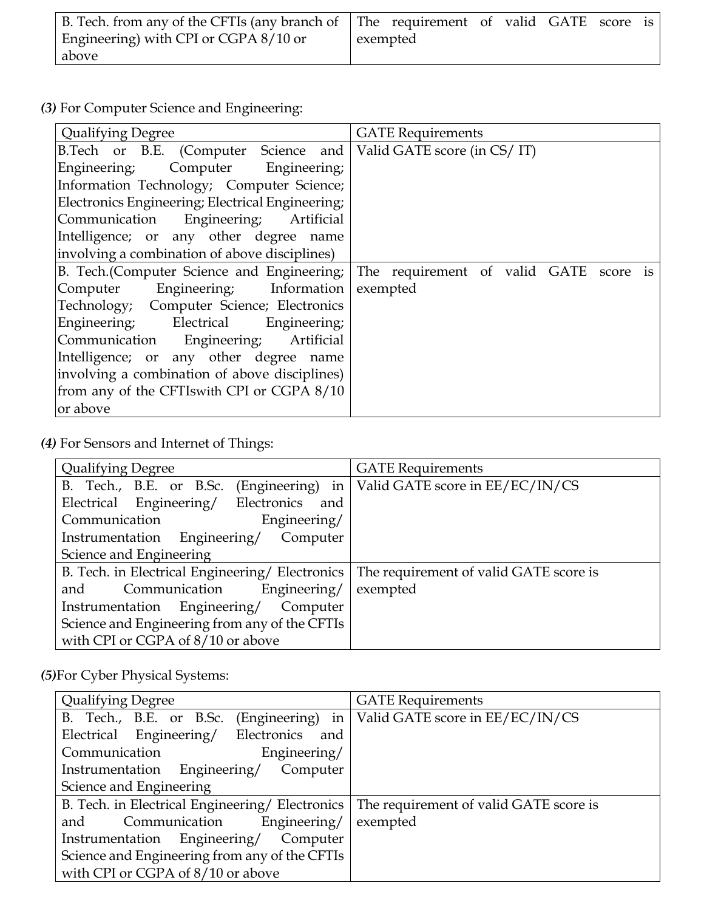| B. Tech. from any of the CFTIs (any branch of Engineering) with CPI or CGPA 8/10 or above | The requirement of valid GATE score is exempted |
|---|---|

***(3)*** For Computer Science and Engineering:

| Qualifying Degree | GATE Requirements |
|---|---|
| B.Tech or B.E. (Computer Science and Engineering; Computer Engineering; Information Technology; Computer Science; Electronics Engineering; Electrical Engineering; Communication Engineering; Artificial Intelligence; or any other degree name involving a combination of above disciplines) | Valid GATE score (in CS/ IT) |
| B. Tech.(Computer Science and Engineering; Computer Engineering; Information Technology; Computer Science; Electronics Engineering; Electrical Engineering; Communication Engineering; Artificial Intelligence; or any other degree name involving a combination of above disciplines) from any of the CFTIswith CPI or CGPA 8/10 or above | The requirement of valid GATE score is exempted |

***(4)*** For Sensors and Internet of Things:

| Qualifying Degree | GATE Requirements |
|---|---|
| B. Tech., B.E. or B.Sc. (Engineering) in Electrical Engineering/ Electronics and Communication Engineering/ Instrumentation Engineering/ Computer Science and Engineering | Valid GATE score in EE/EC/IN/CS |
| B. Tech. in Electrical Engineering/ Electronics and Communication Engineering/ Instrumentation Engineering/ Computer Science and Engineering from any of the CFTIs with CPI or CGPA of 8/10 or above | The requirement of valid GATE score is exempted |

***(5)***For Cyber Physical Systems:

| Qualifying Degree | GATE Requirements |
|---|---|
| B. Tech., B.E. or B.Sc. (Engineering) in Electrical Engineering/ Electronics and Communication Engineering/ Instrumentation Engineering/ Computer Science and Engineering | Valid GATE score in EE/EC/IN/CS |
| B. Tech. in Electrical Engineering/ Electronics and Communication Engineering/ Instrumentation Engineering/ Computer Science and Engineering from any of the CFTIs with CPI or CGPA of 8/10 or above | The requirement of valid GATE score is exempted |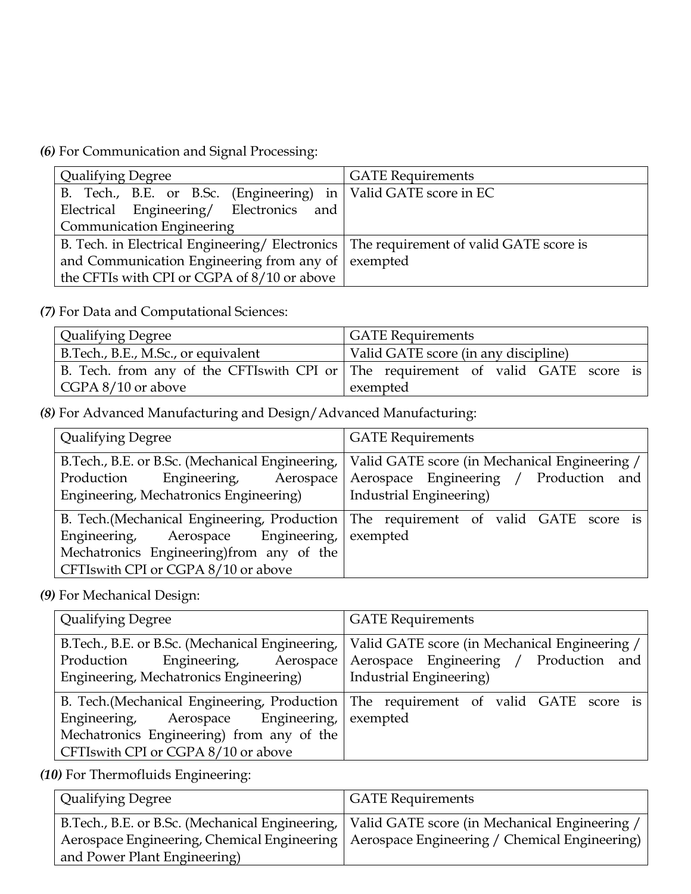***(6)*** For Communication and Signal Processing:

| Qualifying Degree | GATE Requirements |
|---|---|
| B. Tech., B.E. or B.Sc. (Engineering) in Electrical Engineering/ Electronics and Communication Engineering | Valid GATE score in EC |
| B. Tech. in Electrical Engineering/ Electronics and Communication Engineering from any of the CFTIs with CPI or CGPA of 8/10 or above | The requirement of valid GATE score is exempted |

***(7)*** For Data and Computational Sciences:

| Qualifying Degree | GATE Requirements |
|---|---|
| B.Tech., B.E., M.Sc., or equivalent | Valid GATE score (in any discipline) |
| B. Tech. from any of the CFTIswith CPI or CGPA 8/10 or above | The requirement of valid GATE score is exempted |

***(8)*** For Advanced Manufacturing and Design/Advanced Manufacturing:

| Qualifying Degree | GATE Requirements |
|---|---|
| B.Tech., B.E. or B.Sc. (Mechanical Engineering, Production Engineering, Aerospace Engineering, Mechatronics Engineering) | Valid GATE score (in Mechanical Engineering / Aerospace Engineering / Production and Industrial Engineering) |
| B. Tech.(Mechanical Engineering, Production Engineering, Aerospace Engineering, Mechatronics Engineering)from any of the CFTIswith CPI or CGPA 8/10 or above | The requirement of valid GATE score is exempted |

***(9)*** For Mechanical Design:

| Qualifying Degree | GATE Requirements |
|---|---|
| B.Tech., B.E. or B.Sc. (Mechanical Engineering, Production Engineering, Aerospace Engineering, Mechatronics Engineering) | Valid GATE score (in Mechanical Engineering / Aerospace Engineering / Production and Industrial Engineering) |
| B. Tech.(Mechanical Engineering, Production Engineering, Aerospace Engineering, Mechatronics Engineering) from any of the CFTIswith CPI or CGPA 8/10 or above | The requirement of valid GATE score is exempted |

***(10)*** For Thermofluids Engineering:

| Qualifying Degree | GATE Requirements |
|---|---|
| B.Tech., B.E. or B.Sc. (Mechanical Engineering, Aerospace Engineering, Chemical Engineering and Power Plant Engineering) | Valid GATE score (in Mechanical Engineering / Aerospace Engineering / Chemical Engineering) |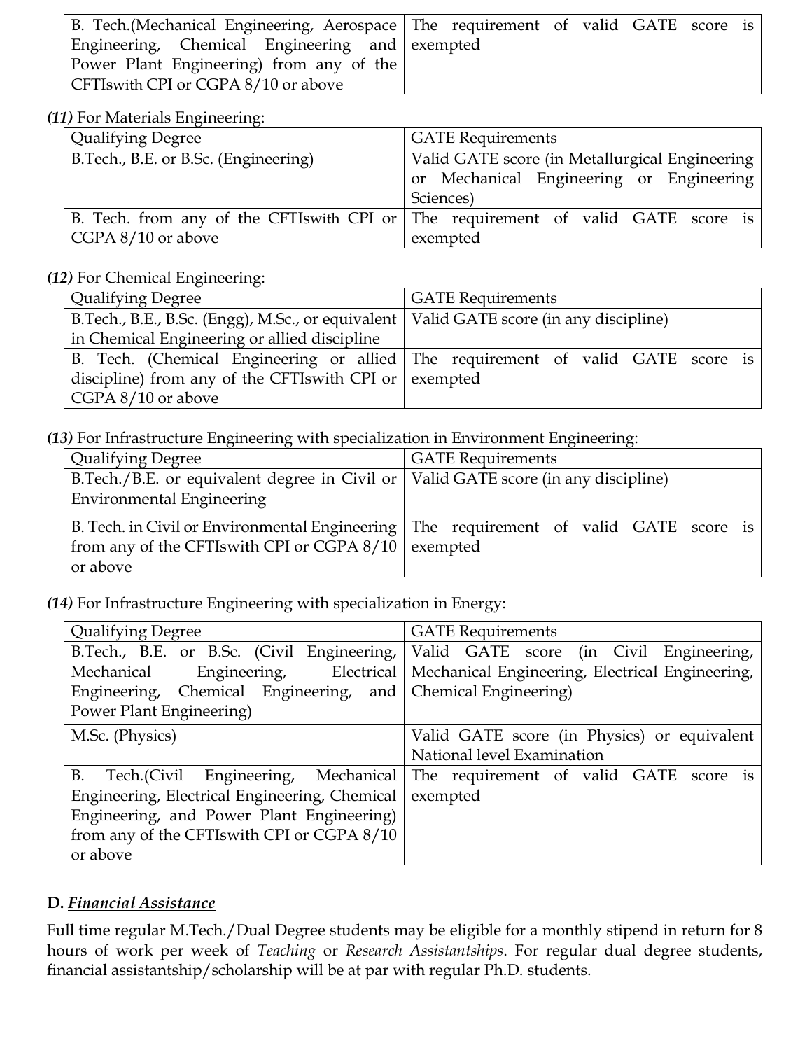| | |
|---|---|
| B. Tech.(Mechanical Engineering, Aerospace Engineering, Chemical Engineering and Power Plant Engineering) from any of the CFTIswith CPI or CGPA 8/10 or above | The requirement of valid GATE score is exempted |

***(11)*** For Materials Engineering:

| Qualifying Degree | GATE Requirements |
|---|---|
| B.Tech., B.E. or B.Sc. (Engineering) | Valid GATE score (in Metallurgical Engineering or Mechanical Engineering or Engineering Sciences) |
| B. Tech. from any of the CFTIswith CPI or CGPA 8/10 or above | The requirement of valid GATE score is exempted |

***(12)*** For Chemical Engineering:

| Qualifying Degree | GATE Requirements |
|---|---|
| B.Tech., B.E., B.Sc. (Engg), M.Sc., or equivalent in Chemical Engineering or allied discipline | Valid GATE score (in any discipline) |
| B. Tech. (Chemical Engineering or allied discipline) from any of the CFTIswith CPI or CGPA 8/10 or above | The requirement of valid GATE score is exempted |

***(13)*** For Infrastructure Engineering with specialization in Environment Engineering:

| Qualifying Degree | GATE Requirements |
|---|---|
| B.Tech./B.E. or equivalent degree in Civil or Environmental Engineering | Valid GATE score (in any discipline) |
| B. Tech. in Civil or Environmental Engineering from any of the CFTIswith CPI or CGPA 8/10 or above | The requirement of valid GATE score is exempted |

***(14)*** For Infrastructure Engineering with specialization in Energy:

| Qualifying Degree | GATE Requirements |
|---|---|
| B.Tech., B.E. or B.Sc. (Civil Engineering, Mechanical Engineering, Electrical Engineering, Chemical Engineering, and Power Plant Engineering) | Valid GATE score (in Civil Engineering, Mechanical Engineering, Electrical Engineering, Chemical Engineering) |
| M.Sc. (Physics) | Valid GATE score (in Physics) or equivalent National level Examination |
| B. Tech.(Civil Engineering, Mechanical Engineering, Electrical Engineering, Chemical Engineering, and Power Plant Engineering) from any of the CFTIswith CPI or CGPA 8/10 or above | The requirement of valid GATE score is exempted |

## D. ***Financial Assistance***

Full time regular M.Tech./Dual Degree students may be eligible for a monthly stipend in return for 8 hours of work per week of *Teaching* or *Research Assistantships*. For regular dual degree students, financial assistantship/scholarship will be at par with regular Ph.D. students.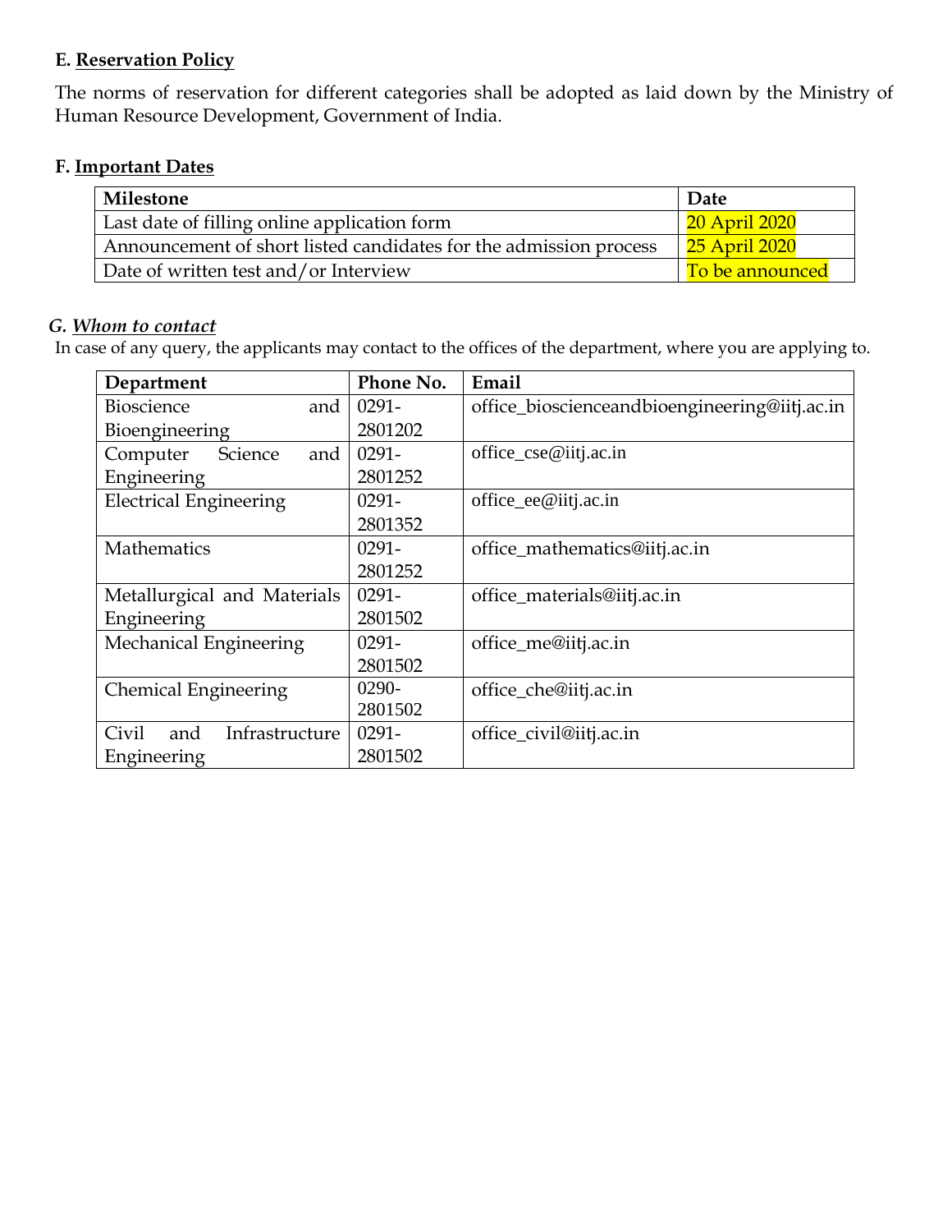### E. **Reservation Policy**

The norms of reservation for different categories shall be adopted as laid down by the Ministry of Human Resource Development, Government of India.

### F. **Important Dates**

| Milestone | Date |
|---|---|
| Last date of filling online application form | 20 April 2020 |
| Announcement of short listed candidates for the admission process | 25 April 2020 |
| Date of written test and/or Interview | To be announced |

### *G. Whom to contact*

In case of any query, the applicants may contact to the offices of the department, where you are applying to.

| Department | Phone No. | Email |
|---|---|---|
| Bioscience and Bioengineering | 0291-2801202 | office_bioscienceandbioengineering@iitj.ac.in |
| Computer Science and Engineering | 0291-2801252 | office_cse@iitj.ac.in |
| Electrical Engineering | 0291-2801352 | office_ee@iitj.ac.in |
| Mathematics | 0291-2801252 | office_mathematics@iitj.ac.in |
| Metallurgical and Materials Engineering | 0291-2801502 | office_materials@iitj.ac.in |
| Mechanical Engineering | 0291-2801502 | office_me@iitj.ac.in |
| Chemical Engineering | 0290-2801502 | office_che@iitj.ac.in |
| Civil and Infrastructure Engineering | 0291-2801502 | office_civil@iitj.ac.in |